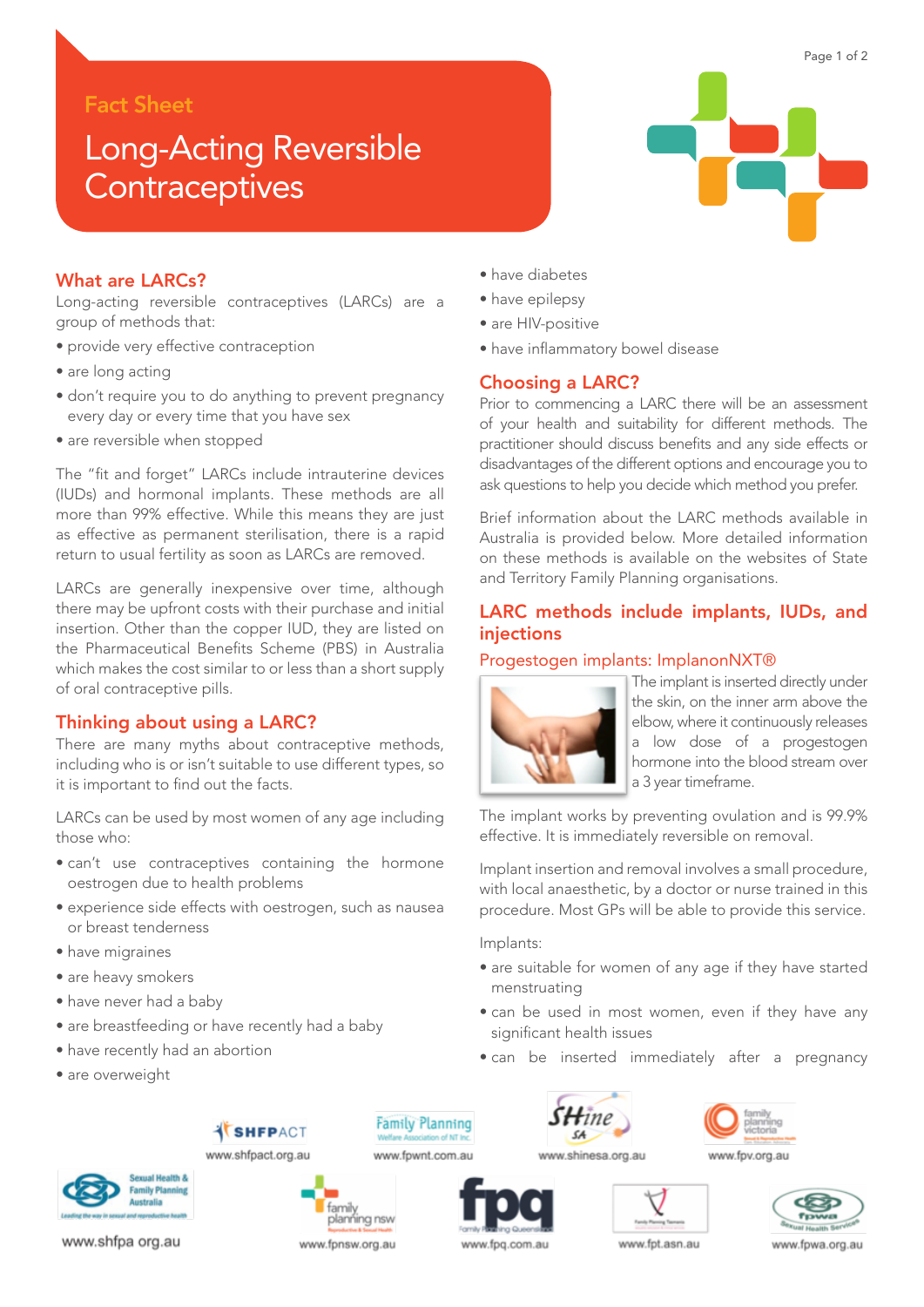Fact Sheet

# Long-Acting Reversible Contraceptives

## What are LARCs?

Long-acting reversible contraceptives (LARCs) are a group of methods that:

- provide very effective contraception
- are long acting
- don't require you to do anything to prevent pregnancy every day or every time that you have sex
- are reversible when stopped

The "fit and forget" LARCs include intrauterine devices (IUDs) and hormonal implants. These methods are all more than 99% effective. While this means they are just as effective as permanent sterilisation, there is a rapid return to usual fertility as soon as LARCs are removed.

LARCs are generally inexpensive over time, although there may be upfront costs with their purchase and initial insertion. Other than the copper IUD, they are listed on the Pharmaceutical Benefits Scheme (PBS) in Australia which makes the cost similar to or less than a short supply of oral contraceptive pills.

## Thinking about using a LARC?

There are many myths about contraceptive methods, including who is or isn't suitable to use different types, so it is important to find out the facts.

LARCs can be used by most women of any age including those who:

- can't use contraceptives containing the hormone oestrogen due to health problems
- experience side effects with oestrogen, such as nausea or breast tenderness
- have migraines
- are heavy smokers
- have never had a baby
- are breastfeeding or have recently had a baby
- have recently had an abortion
- are overweight
- have diabetes
- have epilepsy
- are HIV-positive
- have inflammatory bowel disease

## Choosing a LARC?

Prior to commencing a LARC there will be an assessment of your health and suitability for different methods. The practitioner should discuss benefits and any side effects or disadvantages of the different options and encourage you to ask questions to help you decide which method you prefer.

Brief information about the LARC methods available in Australia is provided below. More detailed information on these methods is available on the websites of State and Territory Family Planning organisations.

## LARC methods include implants, IUDs, and injections

### Progestogen implants: ImplanonNXT®

The implant is inserted directly under the skin, on the inner arm above the elbow, where it continuously releases a low dose of a progestogen hormone into the blood stream over a 3 year timeframe.

The implant works by preventing ovulation and is 99.9% effective. It is immediately reversible on removal.

Implant insertion and removal involves a small procedure, with local anaesthetic, by a doctor or nurse trained in this procedure. Most GPs will be able to provide this service.

Implants:

- are suitable for women of any age if they have started menstruating
- can be used in most women, even if they have any significant health issues
- can be inserted immediately after a pregnancy

www.shfpact.org.au www.fpwnt.com.au www.shinesa.org.au www.fpv.org.au

www.shfpa org.au www.fpnsw.org.au www.fpq.com.au www.fpt.asn.au www.fpwa.org.au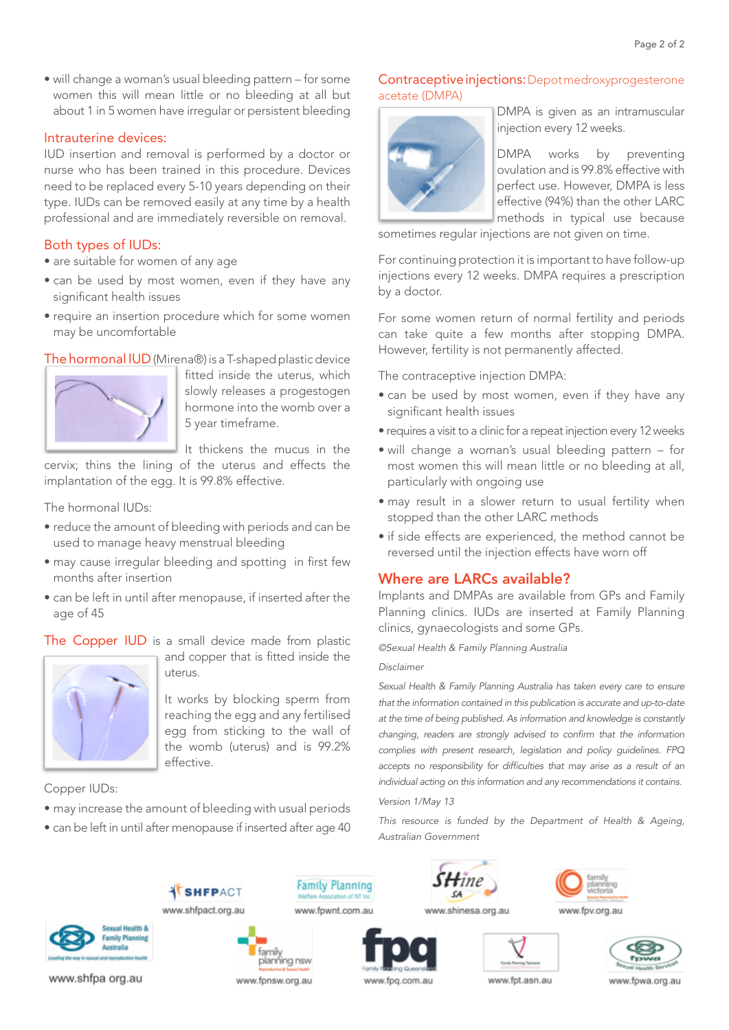- will change a woman's usual bleeding pattern – for some women this will mean little or no bleeding at all but about 1 in 5 women have irregular or persistent bleeding

## Intrauterine devices:

IUD insertion and removal is performed by a doctor or nurse who has been trained in this procedure. Devices need to be replaced every 5-10 years depending on their type. IUDs can be removed easily at any time by a health professional and are immediately reversible on removal.

## Both types of IUDs:

- are suitable for women of any age
- can be used by most women, even if they have any significant health issues
- require an insertion procedure which for some women may be uncomfortable

**The hormonal IUD** (Mirena®) is a T-shaped plastic device fitted inside the uterus, which slowly releases a progestogen hormone into the womb over a 5 year timeframe.

It thickens the mucus in the cervix; thins the lining of the uterus and effects the implantation of the egg. It is 99.8% effective.

The hormonal IUDs:

- reduce the amount of bleeding with periods and can be used to manage heavy menstrual bleeding
- may cause irregular bleeding and spotting in first few months after insertion
- can be left in until after menopause, if inserted after the age of 45

**The Copper IUD** is a small device made from plastic and copper that is fitted inside the uterus.

It works by blocking sperm from reaching the egg and any fertilised egg from sticking to the wall of the womb (uterus) and is 99.2% effective.

Copper IUDs:

- may increase the amount of bleeding with usual periods
- can be left in until after menopause if inserted after age 40

## Contraceptive injections: Depot medroxyprogesterone acetate (DMPA)

DMPA is given as an intramuscular injection every 12 weeks.

DMPA works by preventing ovulation and is 99.8% effective with perfect use. However, DMPA is less effective (94%) than the other LARC methods in typical use because sometimes regular injections are not given on time.

For continuing protection it is important to have follow-up injections every 12 weeks. DMPA requires a prescription by a doctor.

For some women return of normal fertility and periods can take quite a few months after stopping DMPA. However, fertility is not permanently affected.

The contraceptive injection DMPA:

- can be used by most women, even if they have any significant health issues
- requires a visit to a clinic for a repeat injection every 12 weeks
- will change a woman's usual bleeding pattern – for most women this will mean little or no bleeding at all, particularly with ongoing use
- may result in a slower return to usual fertility when stopped than the other LARC methods
- if side effects are experienced, the method cannot be reversed until the injection effects have worn off

## Where are LARCs available?

Implants and DMPAs are available from GPs and Family Planning clinics. IUDs are inserted at Family Planning clinics, gynaecologists and some GPs.

*©Sexual Health & Family Planning Australia*

*Disclaimer*

*Sexual Health & Family Planning Australia has taken every care to ensure that the information contained in this publication is accurate and up-to-date at the time of being published. As information and knowledge is constantly changing, readers are strongly advised to confirm that the information complies with present research, legislation and policy guidelines. FPQ accepts no responsibility for difficulties that may arise as a result of an individual acting on this information and any recommendations it contains.*

*Version 1/May 13*

*This resource is funded by the Department of Health & Ageing, Australian Government*

www.shfpact.org.au www.fpwnt.com.au www.shinesa.org.au www.fpv.org.au

www.shfpa org.au www.fpnsw.org.au www.fpq.com.au www.fpt.asn.au www.fpwa.org.au